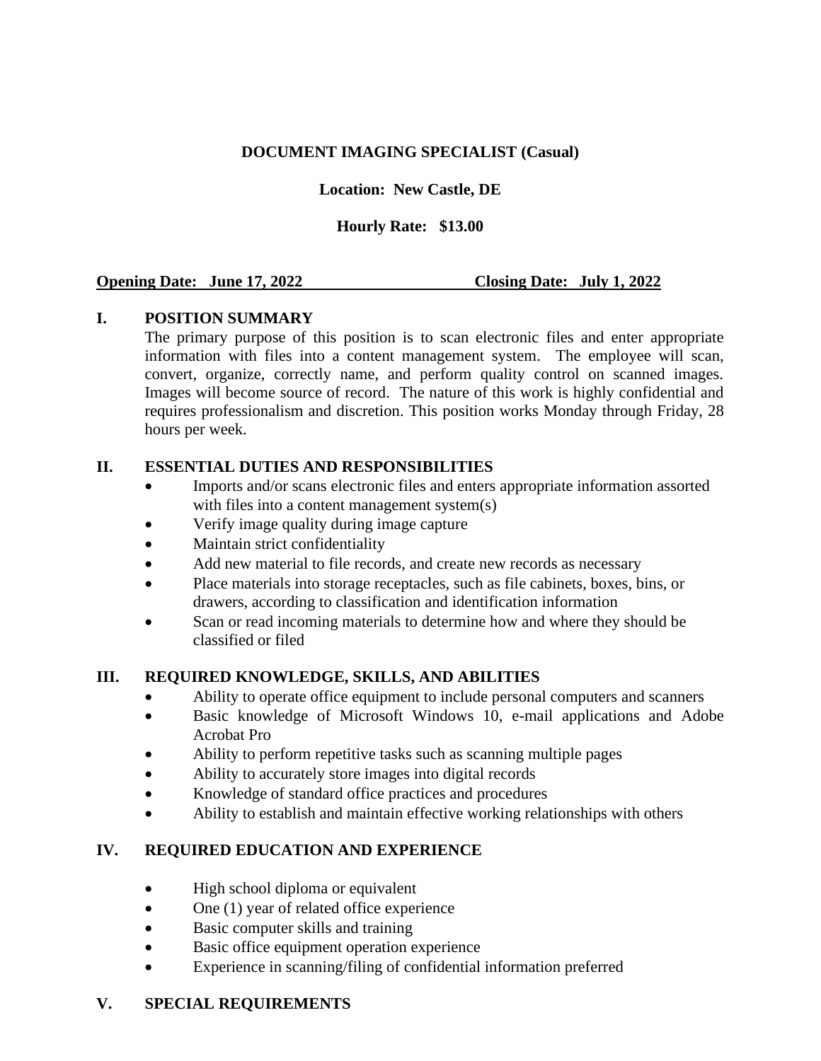**DOCUMENT IMAGING SPECIALIST (Casual)**

**Location: New Castle, DE**

**Hourly Rate: $13.00**

**Opening Date: June 17, 2022** **Closing Date: July 1, 2022**

## I. POSITION SUMMARY

The primary purpose of this position is to scan electronic files and enter appropriate information with files into a content management system. The employee will scan, convert, organize, correctly name, and perform quality control on scanned images. Images will become source of record. The nature of this work is highly confidential and requires professionalism and discretion. This position works Monday through Friday, 28 hours per week.

## II. ESSENTIAL DUTIES AND RESPONSIBILITIES

- Imports and/or scans electronic files and enters appropriate information assorted with files into a content management system(s)
- Verify image quality during image capture
- Maintain strict confidentiality
- Add new material to file records, and create new records as necessary
- Place materials into storage receptacles, such as file cabinets, boxes, bins, or drawers, according to classification and identification information
- Scan or read incoming materials to determine how and where they should be classified or filed

## III. REQUIRED KNOWLEDGE, SKILLS, AND ABILITIES

- Ability to operate office equipment to include personal computers and scanners
- Basic knowledge of Microsoft Windows 10, e-mail applications and Adobe Acrobat Pro
- Ability to perform repetitive tasks such as scanning multiple pages
- Ability to accurately store images into digital records
- Knowledge of standard office practices and procedures
- Ability to establish and maintain effective working relationships with others

## IV. REQUIRED EDUCATION AND EXPERIENCE

- High school diploma or equivalent
- One (1) year of related office experience
- Basic computer skills and training
- Basic office equipment operation experience
- Experience in scanning/filing of confidential information preferred

## V. SPECIAL REQUIREMENTS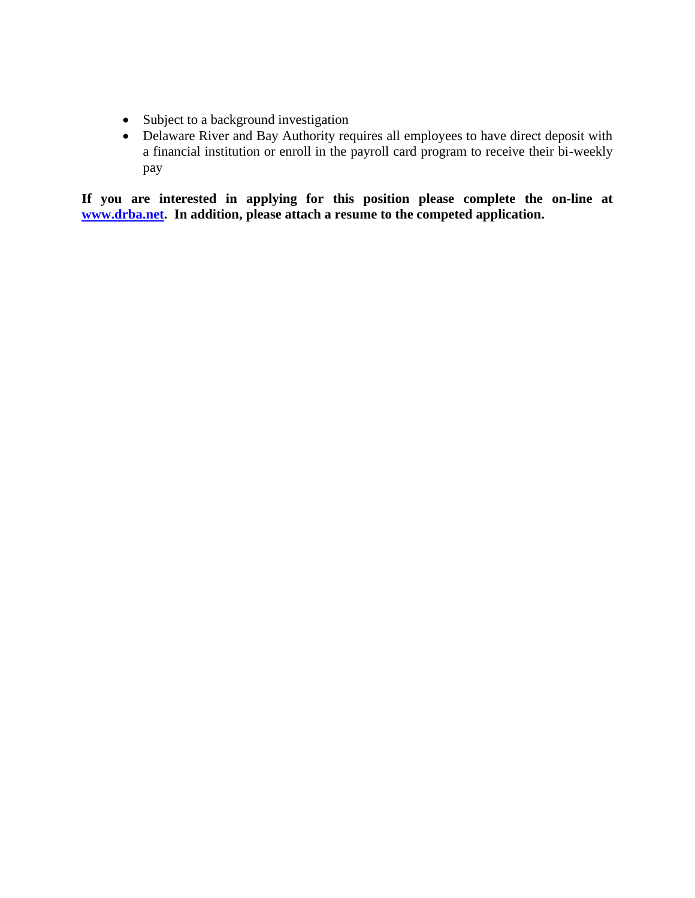- Subject to a background investigation
- Delaware River and Bay Authority requires all employees to have direct deposit with a financial institution or enroll in the payroll card program to receive their bi-weekly pay

**If you are interested in applying for this position please complete the on-line at [www.drba.net](http://www.drba.net). In addition, please attach a resume to the competed application.**